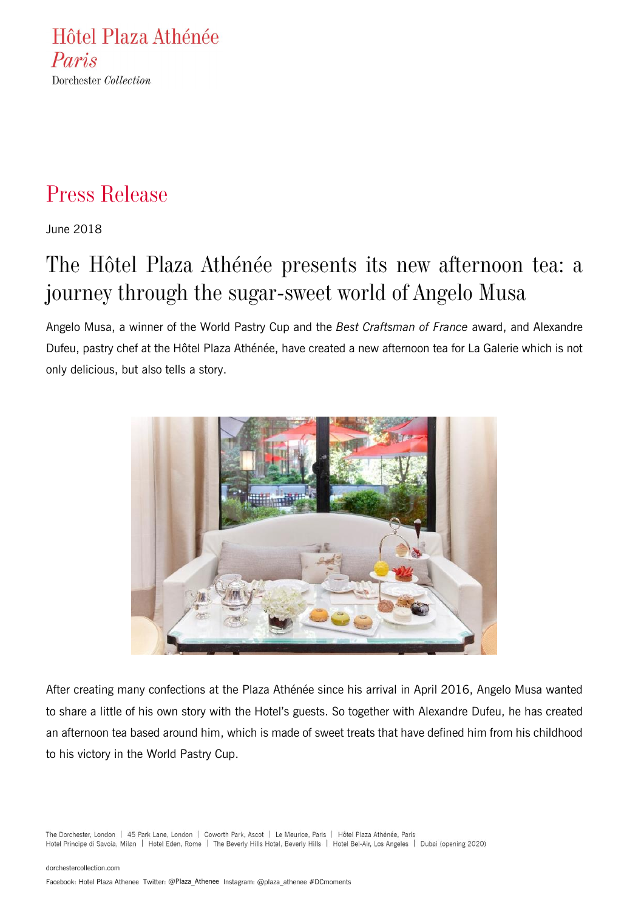Hôtel Plaza Athénée
*Paris*
Dorchester *Collection*

# Press Release

June 2018

## The Hôtel Plaza Athénée presents its new afternoon tea: a journey through the sugar-sweet world of Angelo Musa

Angelo Musa, a winner of the World Pastry Cup and the *Best Craftsman of France* award, and Alexandre Dufeu, pastry chef at the Hôtel Plaza Athénée, have created a new afternoon tea for La Galerie which is not only delicious, but also tells a story.

After creating many confections at the Plaza Athénée since his arrival in April 2016, Angelo Musa wanted to share a little of his own story with the Hotel's guests. So together with Alexandre Dufeu, he has created an afternoon tea based around him, which is made of sweet treats that have defined him from his childhood to his victory in the World Pastry Cup.

The Dorchester, London | 45 Park Lane, London | Coworth Park, Ascot | Le Meurice, Paris | Hôtel Plaza Athénée, Paris
Hotel Principe di Savoia, Milan | Hotel Eden, Rome | The Beverly Hills Hotel, Beverly Hills | Hotel Bel-Air, Los Angeles | Dubai (opening 2020)

dorchestercollection.com

Facebook: Hotel Plaza Athenee Twitter: @Plaza_Athenee Instagram: @plaza_athenee #DCmoments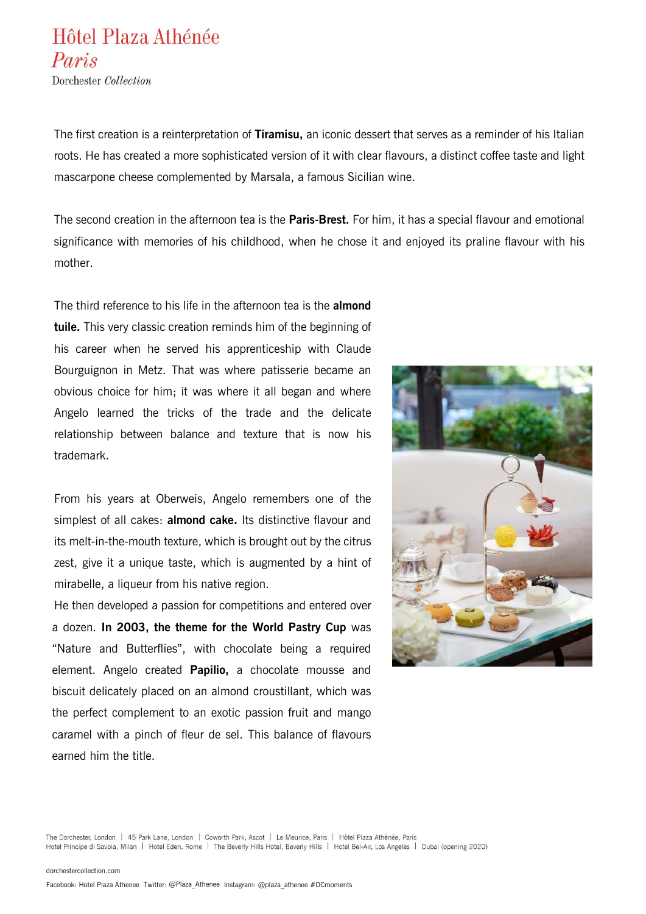The first creation is a reinterpretation of **Tiramisu,** an iconic dessert that serves as a reminder of his Italian roots. He has created a more sophisticated version of it with clear flavours, a distinct coffee taste and light mascarpone cheese complemented by Marsala, a famous Sicilian wine.

The second creation in the afternoon tea is the **Paris-Brest.** For him, it has a special flavour and emotional significance with memories of his childhood, when he chose it and enjoyed its praline flavour with his mother.

The third reference to his life in the afternoon tea is the **almond tuile.** This very classic creation reminds him of the beginning of his career when he served his apprenticeship with Claude Bourguignon in Metz. That was where patisserie became an obvious choice for him; it was where it all began and where Angelo learned the tricks of the trade and the delicate relationship between balance and texture that is now his trademark.

From his years at Oberweis, Angelo remembers one of the simplest of all cakes: **almond cake.** Its distinctive flavour and its melt-in-the-mouth texture, which is brought out by the citrus zest, give it a unique taste, which is augmented by a hint of mirabelle, a liqueur from his native region.

He then developed a passion for competitions and entered over a dozen. **In 2003, the theme for the World Pastry Cup** was "Nature and Butterflies", with chocolate being a required element. Angelo created **Papilio,** a chocolate mousse and biscuit delicately placed on an almond croustillant, which was the perfect complement to an exotic passion fruit and mango caramel with a pinch of fleur de sel. This balance of flavours earned him the title.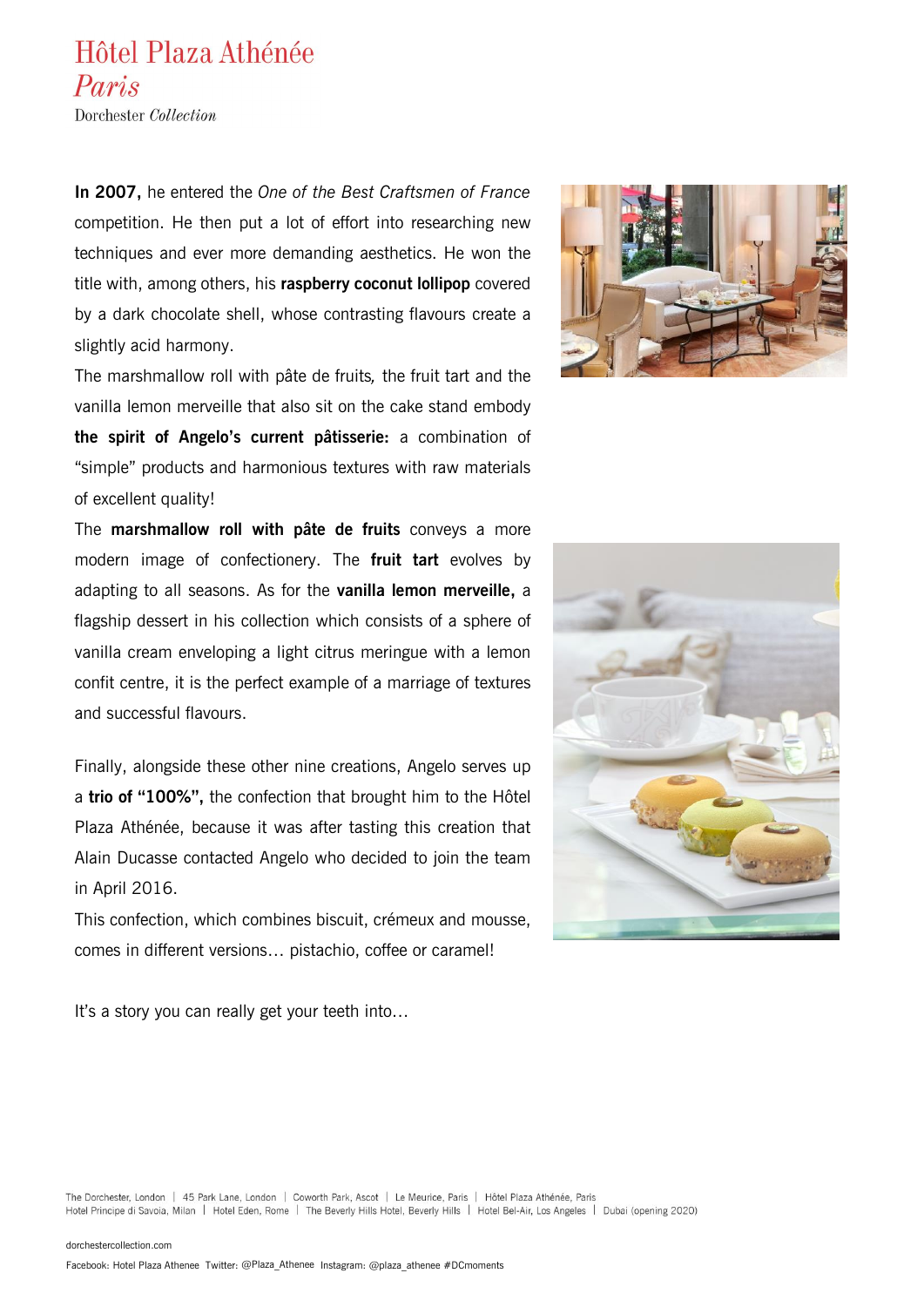**In 2007,** he entered the *One of the Best Craftsmen of France* competition. He then put a lot of effort into researching new techniques and ever more demanding aesthetics. He won the title with, among others, his **raspberry coconut lollipop** covered by a dark chocolate shell, whose contrasting flavours create a slightly acid harmony.

The marshmallow roll with pâte de fruits, the fruit tart and the vanilla lemon merveille that also sit on the cake stand embody **the spirit of Angelo's current pâtisserie:** a combination of "simple" products and harmonious textures with raw materials of excellent quality!

The **marshmallow roll with pâte de fruits** conveys a more modern image of confectionery. The **fruit tart** evolves by adapting to all seasons. As for the **vanilla lemon merveille,** a flagship dessert in his collection which consists of a sphere of vanilla cream enveloping a light citrus meringue with a lemon confit centre, it is the perfect example of a marriage of textures and successful flavours.

Finally, alongside these other nine creations, Angelo serves up a **trio of "100%",** the confection that brought him to the Hôtel Plaza Athénée, because it was after tasting this creation that Alain Ducasse contacted Angelo who decided to join the team in April 2016.

This confection, which combines biscuit, crémeux and mousse, comes in different versions… pistachio, coffee or caramel!

It's a story you can really get your teeth into…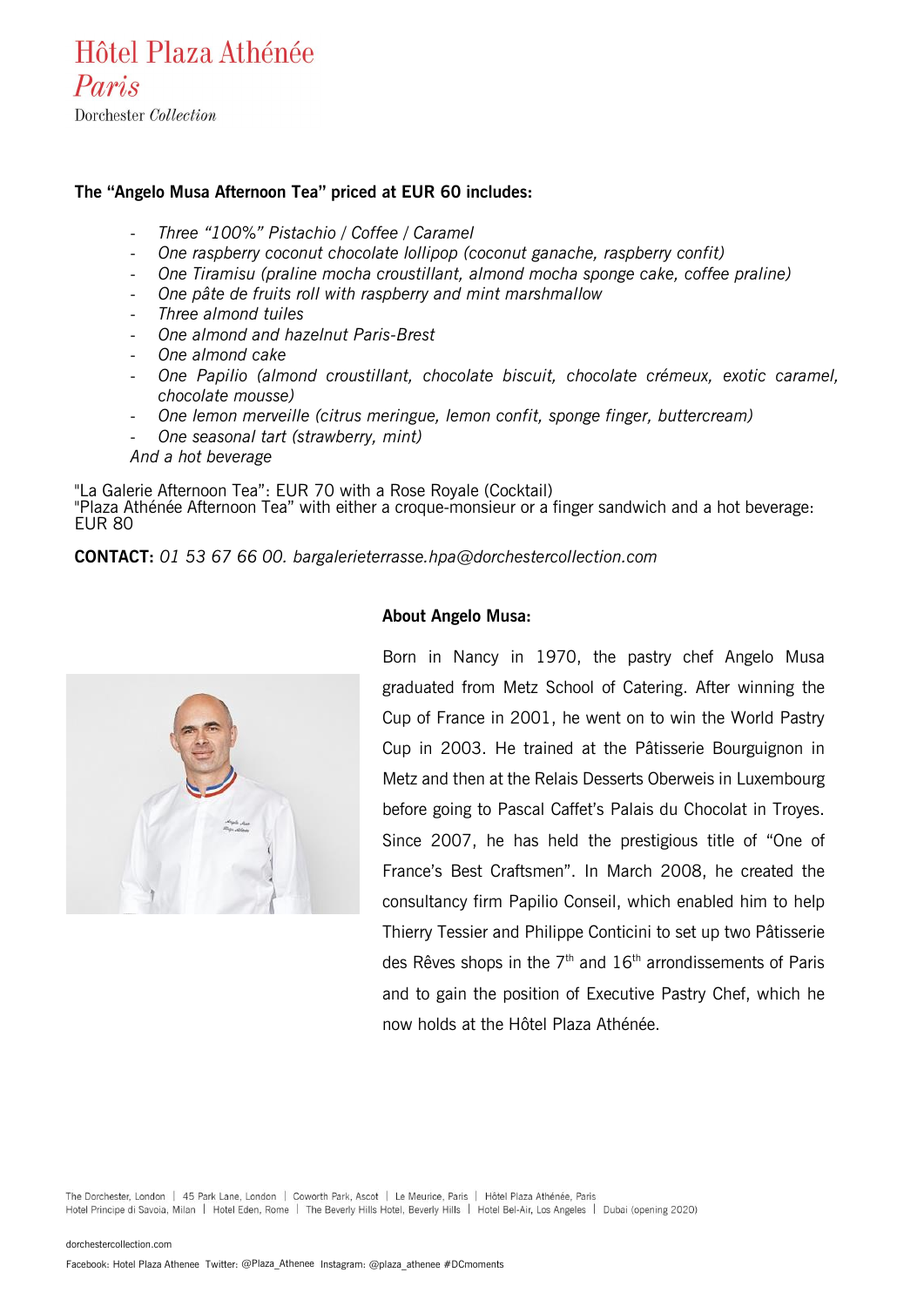Hôtel Plaza Athénée
*Paris*
Dorchester *Collection*

**The "Angelo Musa Afternoon Tea" priced at EUR 60 includes:**

- *Three "100%" Pistachio / Coffee / Caramel*
- *One raspberry coconut chocolate lollipop (coconut ganache, raspberry confit)*
- *One Tiramisu (praline mocha croustillant, almond mocha sponge cake, coffee praline)*
- *One pâte de fruits roll with raspberry and mint marshmallow*
- *Three almond tuiles*
- *One almond and hazelnut Paris-Brest*
- *One almond cake*
- *One Papilio (almond croustillant, chocolate biscuit, chocolate crémeux, exotic caramel, chocolate mousse)*
- *One lemon merveille (citrus meringue, lemon confit, sponge finger, buttercream)*
- *One seasonal tart (strawberry, mint)*

*And a hot beverage*

"La Galerie Afternoon Tea": EUR 70 with a Rose Royale (Cocktail)
"Plaza Athénée Afternoon Tea" with either a croque-monsieur or a finger sandwich and a hot beverage: EUR 80

**CONTACT:** *01 53 67 66 00. bargalerieterrasse.hpa@dorchestercollection.com*

**About Angelo Musa:**

Born in Nancy in 1970, the pastry chef Angelo Musa graduated from Metz School of Catering. After winning the Cup of France in 2001, he went on to win the World Pastry Cup in 2003. He trained at the Pâtisserie Bourguignon in Metz and then at the Relais Desserts Oberweis in Luxembourg before going to Pascal Caffet's Palais du Chocolat in Troyes. Since 2007, he has held the prestigious title of "One of France's Best Craftsmen". In March 2008, he created the consultancy firm Papilio Conseil, which enabled him to help Thierry Tessier and Philippe Conticini to set up two Pâtisserie des Rêves shops in the 7th and 16th arrondissements of Paris and to gain the position of Executive Pastry Chef, which he now holds at the Hôtel Plaza Athénée.

The Dorchester, London | 45 Park Lane, London | Coworth Park, Ascot | Le Meurice, Paris | Hôtel Plaza Athénée, Paris
Hotel Principe di Savoia, Milan | Hotel Eden, Rome | The Beverly Hills Hotel, Beverly Hills | Hotel Bel-Air, Los Angeles | Dubai (opening 2020)

dorchestercollection.com

Facebook: Hotel Plaza Athenee Twitter: @Plaza_Athenee Instagram: @plaza_athenee #DCmoments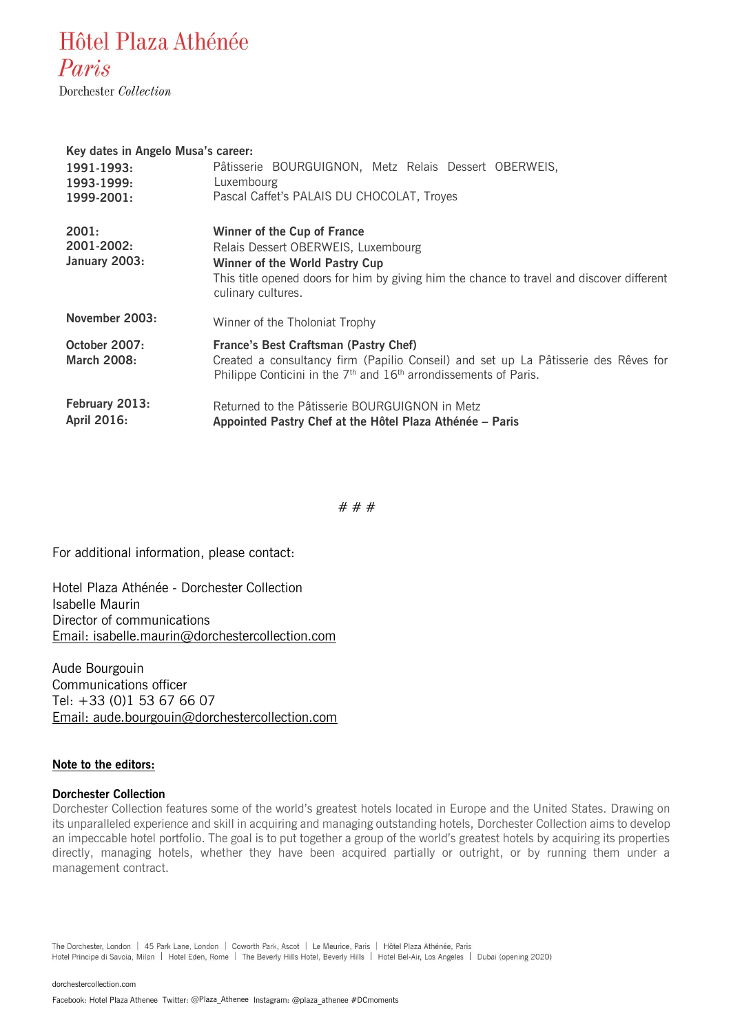Hôtel Plaza Athénée
*Paris*
Dorchester *Collection*

**Key dates in Angelo Musa's career:**

| | |
|---|---|
| **1991-1993:** | Pâtisserie BOURGUIGNON, Metz |
| **1993-1999:** | Relais Dessert OBERWEIS, Luxembourg |
| **1999-2001:** | Pascal Caffet's PALAIS DU CHOCOLAT, Troyes |
| **2001:** | **Winner of the Cup of France** |
| **2001-2002:** | Relais Dessert OBERWEIS, Luxembourg |
| **January 2003:** | **Winner of the World Pastry Cup** This title opened doors for him by giving him the chance to travel and discover different culinary cultures. |
| **November 2003:** | Winner of the Tholoniat Trophy |
| **October 2007:** | **France's Best Craftsman (Pastry Chef)** |
| **March 2008:** | Created a consultancy firm (Papilio Conseil) and set up La Pâtisserie des Rêves for Philippe Conticini in the 7th and 16th arrondissements of Paris. |
| **February 2013:** | Returned to the Pâtisserie BOURGUIGNON in Metz |
| **April 2016:** | **Appointed Pastry Chef at the Hôtel Plaza Athénée – Paris** |

# # #

For additional information, please contact:

Hotel Plaza Athénée - Dorchester Collection
Isabelle Maurin
Director of communications
Email: isabelle.maurin@dorchestercollection.com

Aude Bourgouin
Communications officer
Tel: +33 (0)1 53 67 66 07
Email: aude.bourgouin@dorchestercollection.com

**Note to the editors:**

**Dorchester Collection**
Dorchester Collection features some of the world's greatest hotels located in Europe and the United States. Drawing on its unparalleled experience and skill in acquiring and managing outstanding hotels, Dorchester Collection aims to develop an impeccable hotel portfolio. The goal is to put together a group of the world's greatest hotels by acquiring its properties directly, managing hotels, whether they have been acquired partially or outright, or by running them under a management contract.

The Dorchester, London | 45 Park Lane, London | Coworth Park, Ascot | Le Meurice, Paris | Hôtel Plaza Athénée, Paris
Hotel Principe di Savoia, Milan | Hotel Eden, Rome | The Beverly Hills Hotel, Beverly Hills | Hotel Bel-Air, Los Angeles | Dubai (opening 2020)

dorchestercollection.com

Facebook: Hotel Plaza Athenee Twitter: @Plaza_Athenee Instagram: @plaza_athenee #DCmoments